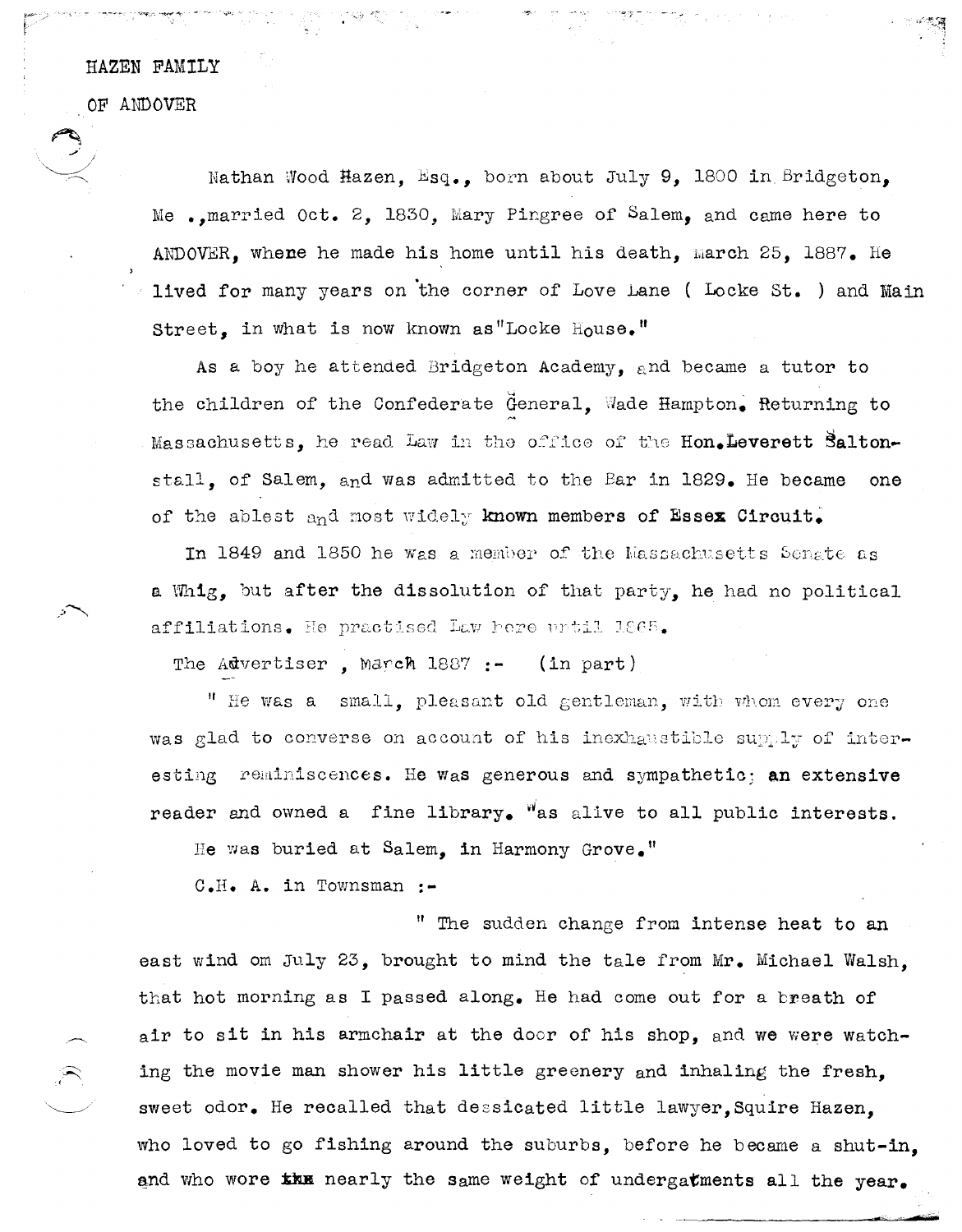HAZEN FAMILY

OF ANDOVER

Nathan Wood Hazen, Esq., born about July 9, 1800 in Bridgeton, Me., married Oct. 2, 1830, Mary Pingree of Salem, and came here to ANDOVER, where he made his home until his death, March 25, 1887. He lived for many years on the corner of Love Lane ( Locke St. ) and Main Street, in what is now known as "Locke House."

As a boy he attended Bridgeton Academy, and became a tutor to the children of the Confederate General, Wade Hampton. Returning to Massachusetts, he read Law in the office of the Hon. Leverett Saltonstall, of Salem, and was admitted to the Bar in 1829. He became one of the ablest and most widely known members of Essex Circuit.

In 1849 and 1850 he was a member of the Massachusetts Senate as a Whig, but after the dissolution of that party, he had no political affiliations. He practised Law here until 1865.

The Advertiser , March 1887 :- (in part)

" He was a small, pleasant old gentleman, with whom every one was glad to converse on account of his inexhaustible supply of interesting reminiscences. He was generous and sympathetic; an extensive reader and owned a fine library. Was alive to all public interests. He was buried at Salem, in Harmony Grove."

C.H. A. in Townsman :-

" The sudden change from intense heat to an east wind om July 23, brought to mind the tale from Mr. Michael Walsh, that hot morning as I passed along. He had come out for a breath of air to sit in his armchair at the door of his shop, and we were watching the movie man shower his little greenery and inhaling the fresh, sweet odor. He recalled that dessicated little lawyer, Squire Hazen, who loved to go fishing around the suburbs, before he became a shut-in, and who wore ~~the~~ nearly the same weight of undergatments all the year.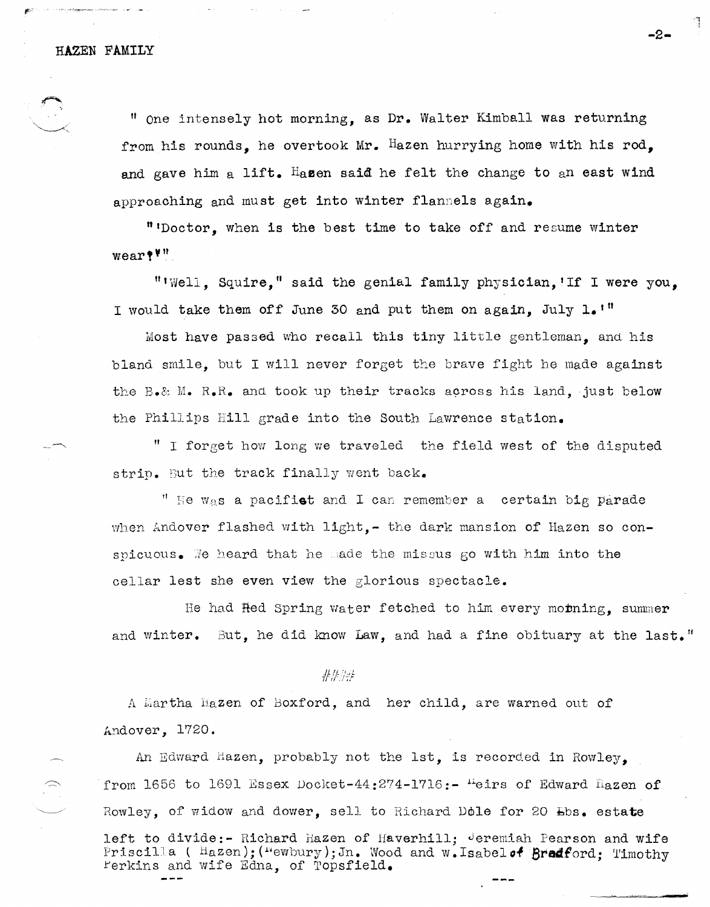" One intensely hot morning, as Dr. Walter Kimball was returning from his rounds, he overtook Mr. Hazen hurrying home with his rod, and gave him a lift. Hazen said he felt the change to an east wind approaching and must get into winter flannels again.

"'Doctor, when is the best time to take off and resume winter wear?'"

"'Well, Squire," said the genial family physician,'If I were you, I would take them off June 30 and put them on again, July 1.'"

Most have passed who recall this tiny little gentleman, and his bland smile, but I will never forget the brave fight he made against the B.& M. R.R. and took up their tracks across his land, just below the Phillips Hill grade into the South Lawrence station.

" I forget how long we traveled the field west of the disputed strip. But the track finally went back.

" He was a pacifist and I can remember a certain big parade when Andover flashed with light,- the dark mansion of Hazen so conspicuous. We heard that he made the missus go with him into the cellar lest she even view the glorious spectacle.

He had Red Spring water fetched to him every morning, summer and winter. But, he did know Law, and had a fine obituary at the last."

###

A Martha Hazen of Boxford, and her child, are warned out of Andover, 1720.

An Edward Hazen, probably not the 1st, is recorded in Rowley, from 1656 to 1691 Essex Docket-44:274-1716:- Heirs of Edward Hazen of Rowley, of widow and dower, sell to Richard Dole for 20 Lbs. estate left to divide:- Richard Hazen of Haverhill; Jeremiah Pearson and wife Priscilla ( Hazen);(Newbury);Jn. Wood and w.Isabel of Bradford; Timothy Perkins and wife Edna, of Topsfield.

--- ---